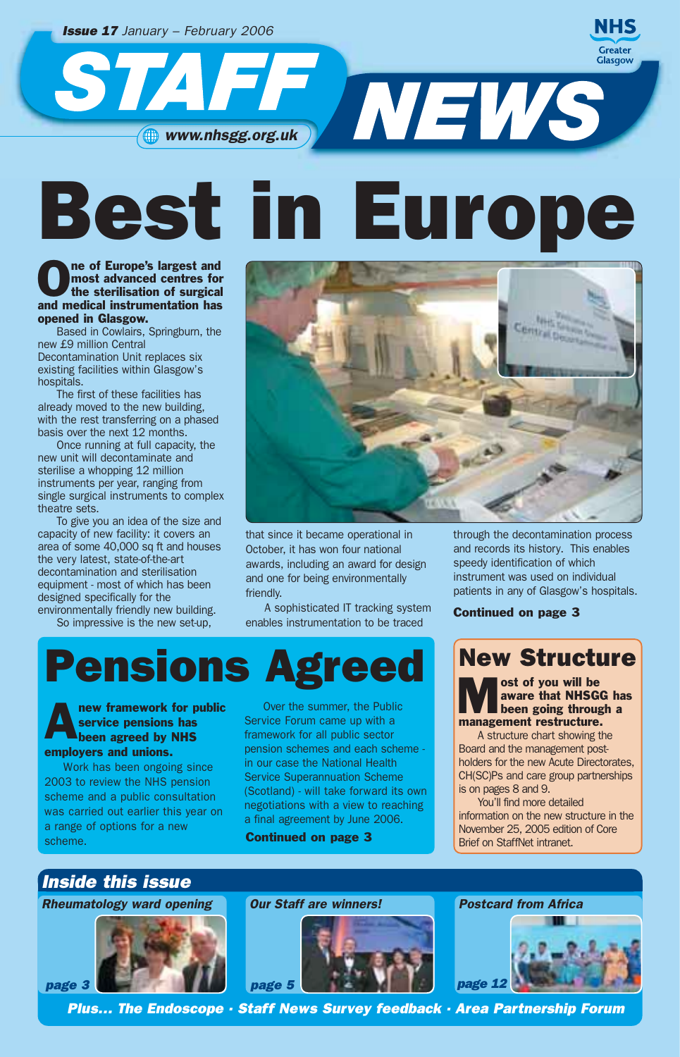**Issue 17** January – February 2006

# STAFF NEWS

www.nhsgg.org.uk

NHS Greater Glasgow

# Best in Europe

**One of Europe's largest and most advanced centres for the sterilisation of surgical and medical instrumentation has opened in Glasgow.**

Based in Cowlairs, Springburn, the new £9 million Central Decontamination Unit replaces six existing facilities within Glasgow's hospitals.

The first of these facilities has already moved to the new building, with the rest transferring on a phased basis over the next 12 months.

Once running at full capacity, the new unit will decontaminate and sterilise a whopping 12 million instruments per year, ranging from single surgical instruments to complex theatre sets.

To give you an idea of the size and capacity of new facility: it covers an area of some 40,000 sq ft and houses the very latest, state-of-the-art decontamination and sterilisation equipment - most of which has been designed specifically for the environmentally friendly new building.

So impressive is the new set-up, that since it became operational in October, it has won four national awards, including an award for design and one for being environmentally friendly.

A sophisticated IT tracking system enables instrumentation to be traced through the decontamination process and records its history. This enables speedy identification of which instrument was used on individual patients in any of Glasgow's hospitals.

**Continued on page 3**

# Pensions Agreed

**A new framework for public service pensions has been agreed by NHS employers and unions.**

Work has been ongoing since 2003 to review the NHS pension scheme and a public consultation was carried out earlier this year on a range of options for a new scheme.

Over the summer, the Public Service Forum came up with a framework for all public sector pension schemes and each scheme - in our case the National Health Service (Scotland) Superannuation Scheme - will take forward its own negotiations with a view to reaching a final agreement by June 2006.

**Continued on page 3**

# New Structure

**Most of you will be aware that NHSGG has been going through a management restructure.**

A structure chart showing the Board and the management post-holders for the new Acute Directorates, CH(SC)Ps and care group partnerships is on pages 8 and 9.

You'll find more detailed information on the new structure in the November 25, 2005 edition of Core Brief on StaffNet intranet.

## *Inside this issue*

*Rheumatology ward opening* – *page 3*

*Our Staff are winners!* – *page 5*

*Postcard from Africa* – *page 12*

***Plus... The Endoscope · Staff News Survey feedback · Area Partnership Forum***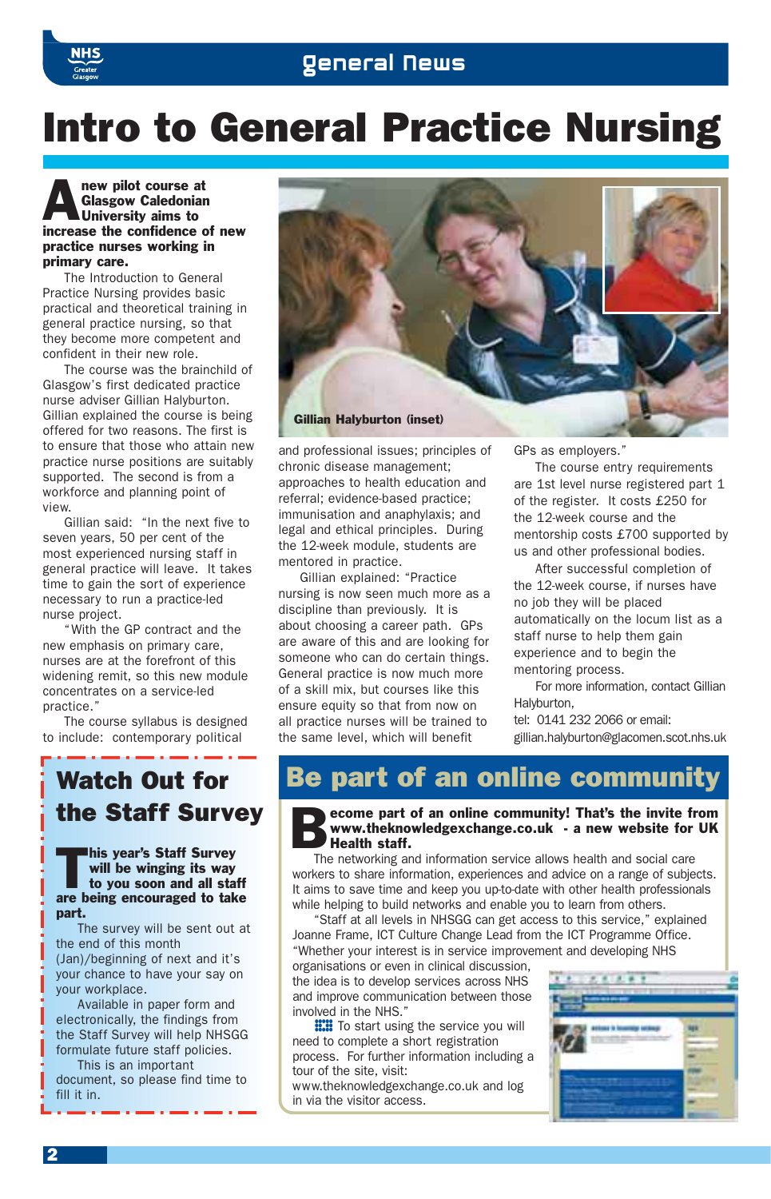# Intro to General Practice Nursing

**A new pilot course at Glasgow Caledonian University aims to increase the confidence of new practice nurses working in primary care.**

The Introduction to General Practice Nursing provides basic practical and theoretical training in general practice nursing, so that they become more competent and confident in their new role.

The course was the brainchild of Glasgow's first dedicated practice nurse adviser Gillian Halyburton. Gillian explained the course is being offered for two reasons. The first is to ensure that those who attain new practice nurse positions are suitably supported. The second is from a workforce and planning point of view.

Gillian said: "In the next five to seven years, 50 per cent of the most experienced nursing staff in general practice will leave. It takes time to gain the sort of experience necessary to run a practice-led nurse project.

"With the GP contract and the new emphasis on primary care, nurses are at the forefront of this widening remit, so this new module concentrates on a service-led practice."

The course syllabus is designed to include: contemporary political and professional issues; principles of chronic disease management; approaches to health education and referral; evidence-based practice; immunisation and anaphylaxis; and legal and ethical principles. During the 12-week module, students are mentored in practice.

Gillian Halyburton (inset)

Gillian explained: "Practice nursing is now seen much more as a discipline than previously. It is about choosing a career path. GPs are aware of this and are looking for someone who can do certain things. General practice is now much more of a skill mix, but courses like this ensure equity so that from now on all practice nurses will be trained to the same level, which will benefit GPs as employers."

The course entry requirements are 1st level nurse registered part 1 of the register. It costs £250 for the 12-week course and the mentorship costs £700 supported by us and other professional bodies.

After successful completion of the 12-week course, if nurses have no job they will be placed automatically on the locum list as a staff nurse to help them gain experience and to begin the mentoring process.

For more information, contact Gillian Halyburton,
tel: 0141 232 2066 or email:
gillian.halyburton@glacomen.scot.nhs.uk

## Watch Out for the Staff Survey

**This year's Staff Survey will be winging its way to you soon and all staff are being encouraged to take part.**

The survey will be sent out at the end of this month (Jan)/beginning of next and it's your chance to have your say on your workplace.

Available in paper form and electronically, the findings from the Staff Survey will help NHSGG formulate future staff policies.

This is an important document, so please find time to fill it in.

## Be part of an online community

**Become part of an online community! That's the invite from www.theknowledgexchange.co.uk - a new website for UK Health staff.**

The networking and information service allows health and social care workers to share information, experiences and advice on a range of subjects. It aims to save time and keep you up-to-date with other health professionals while helping to build networks and enable you to learn from others.

"Staff at all levels in NHSGG can get access to this service," explained Joanne Frame, ICT Culture Change Lead from the ICT Programme Office. "Whether your interest is in service improvement and developing NHS organisations or even in clinical discussion, the idea is to develop services across NHS and improve communication between those involved in the NHS."

To start using the service you will need to complete a short registration process. For further information including a tour of the site, visit: www.theknowledgexchange.co.uk and log in via the visitor access.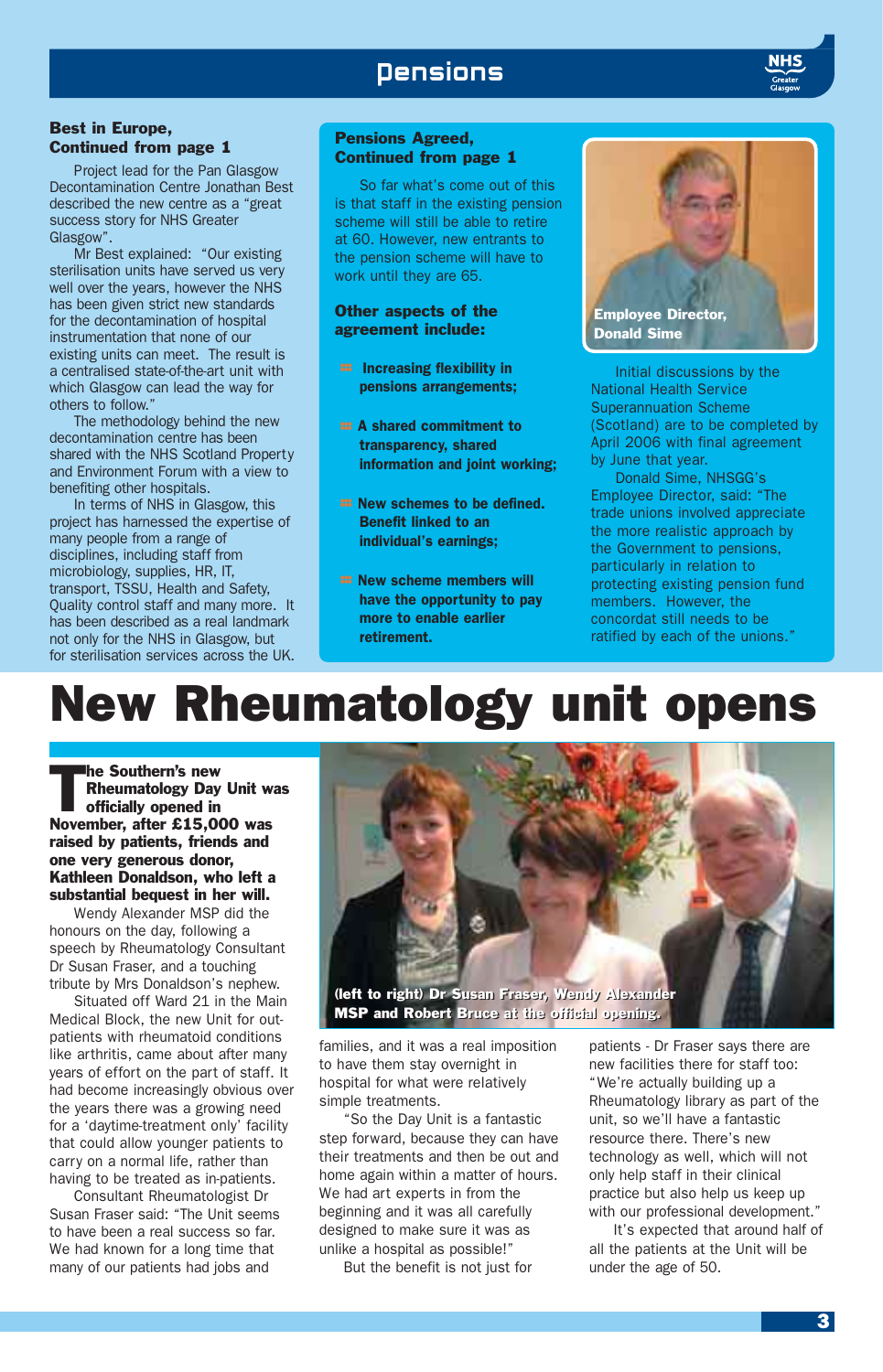## Best in Europe, Continued from page 1

Project lead for the Pan Glasgow Decontamination Centre Jonathan Best described the new centre as a "great success story for NHS Greater Glasgow".

Mr Best explained: "Our existing sterilisation units have served us very well over the years, however the NHS has been given strict new standards for the decontamination of hospital instrumentation that none of our existing units can meet. The result is a centralised state-of-the-art unit with which Glasgow can lead the way for others to follow."

The methodology behind the new decontamination centre has been shared with the NHS Scotland Property and Environment Forum with a view to benefiting other hospitals.

In terms of NHS in Glasgow, this project has harnessed the expertise of many people from a range of disciplines, including staff from microbiology, supplies, HR, IT, transport, TSSU, Health and Safety, Quality control staff and many more. It has been described as a real landmark not only for the NHS in Glasgow, but for sterilisation services across the UK.

## Pensions Agreed, Continued from page 1

So far what's come out of this is that staff in the existing pension scheme will still be able to retire at 60. However, new entrants to the pension scheme will have to work until they are 65.

### Other aspects of the agreement include:

- **Increasing flexibility in pensions arrangements;**
- **A shared commitment to transparency, shared information and joint working;**
- **New schemes to be defined. Benefit linked to an individual's earnings;**
- **New scheme members will have the opportunity to pay more to enable earlier retirement.**

**Employee Director, Donald Sime**

Initial discussions by the National Health Service Superannuation Scheme (Scotland) are to be completed by April 2006 with final agreement by June that year.

Donald Sime, NHSGG's Employee Director, said: "The trade unions involved appreciate the more realistic approach by the Government to pensions, particularly in relation to protecting existing pension fund members. However, the concordat still needs to be ratified by each of the unions."

# New Rheumatology unit opens

**The Southern's new Rheumatology Day Unit was officially opened in November, after £15,000 was raised by patients, friends and one very generous donor, Kathleen Donaldson, who left a substantial bequest in her will.**

Wendy Alexander MSP did the honours on the day, following a speech by Rheumatology Consultant Dr Susan Fraser, and a touching tribute by Mrs Donaldson's nephew.

Situated off Ward 21 in the Main Medical Block, the new Unit for out-patients with rheumatoid conditions like arthritis, came about after many years of effort on the part of staff. It had become increasingly obvious over the years there was a growing need for a 'daytime-treatment only' facility that could allow younger patients to carry on a normal life, rather than having to be treated as in-patients.

Consultant Rheumatologist Dr Susan Fraser said: "The Unit seems to have been a real success so far. We had known for a long time that many of our patients had jobs and families, and it was a real imposition to have them stay overnight in hospital for what were relatively simple treatments.

"So the Day Unit is a fantastic step forward, because they can have their treatments and then be out and home again within a matter of hours. We had art experts in from the beginning and it was all carefully designed to make sure it was as unlike a hospital as possible!"

**(left to right) Dr Susan Fraser, Wendy Alexander MSP and Robert Bruce at the official opening.**

But the benefit is not just for patients - Dr Fraser says there are new facilities there for staff too: "We're actually building up a Rheumatology library as part of the unit, so we'll have a fantastic resource there. There's new technology as well, which will not only help staff in their clinical practice but also help us keep up with our professional development."

It's expected that around half of all the patients at the Unit will be under the age of 50.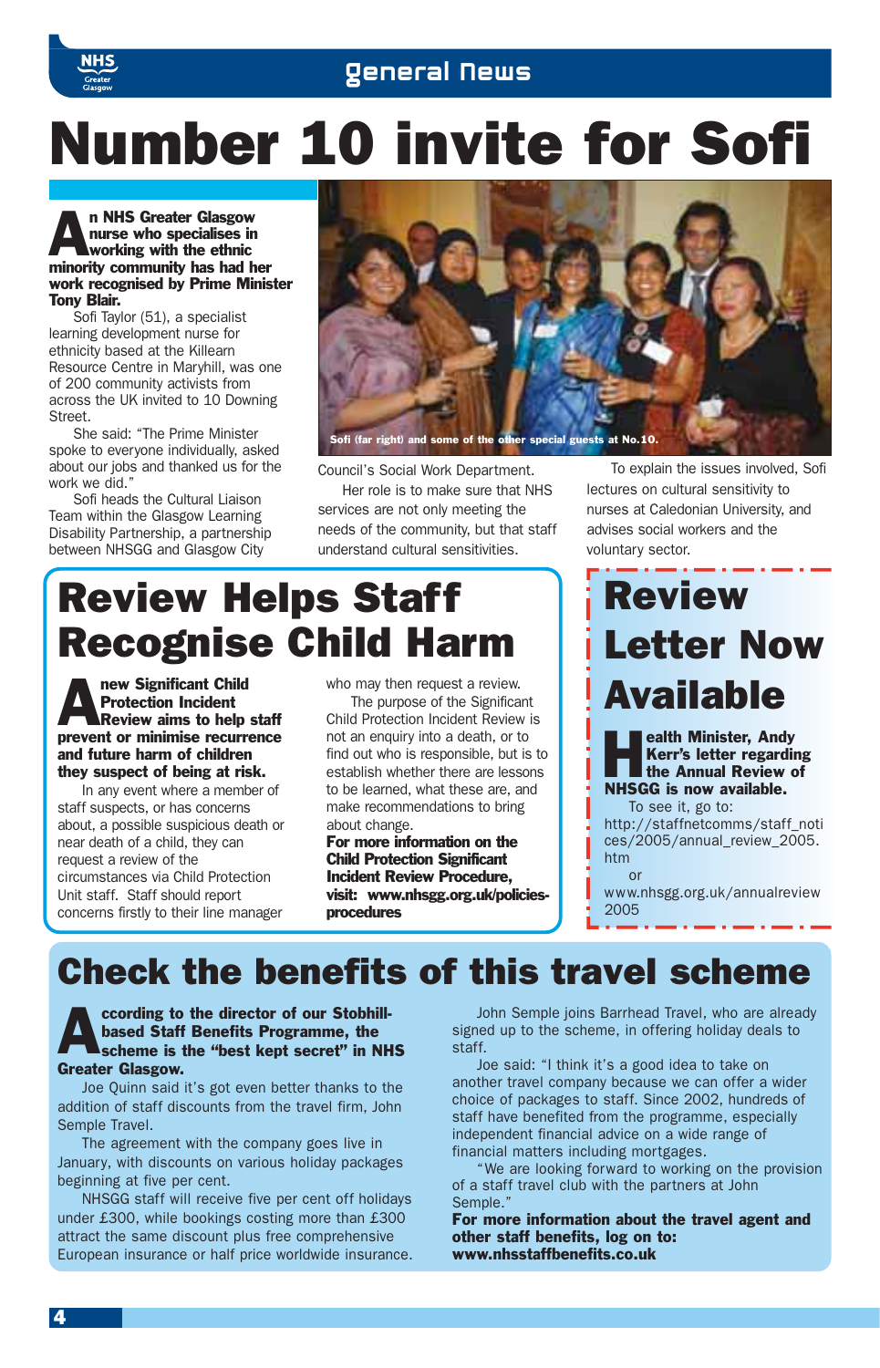# Number 10 invite for Sofi

**An NHS Greater Glasgow nurse who specialises in working with the ethnic minority community has had her work recognised by Prime Minister Tony Blair.**

Sofi Taylor (51), a specialist learning development nurse for ethnicity based at the Killearn Resource Centre in Maryhill, was one of 200 community activists from across the UK invited to 10 Downing Street.

She said: "The Prime Minister spoke to everyone individually, asked about our jobs and thanked us for the work we did."

Sofi heads the Cultural Liaison Team within the Glasgow Learning Disability Partnership, a partnership between NHSGG and Glasgow City Council's Social Work Department.

Her role is to make sure that NHS services are not only meeting the needs of the community, but that staff understand cultural sensitivities.

To explain the issues involved, Sofi lectures on cultural sensitivity to nurses at Caledonian University, and advises social workers and the voluntary sector.

Sofi (far right) and some of the other special guests at No.10.

## Review Helps Staff Recognise Child Harm

**A new Significant Child Protection Incident Review aims to help staff prevent or minimise recurrence and future harm of children they suspect of being at risk.**

In any event where a member of staff suspects, or has concerns about, a possible suspicious death or near death of a child, they can request a review of the circumstances via Child Protection Unit staff. Staff should report concerns firstly to their line manager who may then request a review.

The purpose of the Significant Child Protection Incident Review is not an enquiry into a death, or to find out who is responsible, but is to establish whether there are lessons to be learned, what these are, and make recommendations to bring about change.

**For more information on the Child Protection Significant Incident Review Procedure, visit: www.nhsgg.org.uk/policies-procedures**

## Review Letter Now Available

**Health Minister, Andy Kerr's letter regarding the Annual Review of NHSGG is now available.**

To see it, go to:
http://staffnetcomms/staff_notices/2005/annual_review_2005.htm

or

www.nhsgg.org.uk/annualreview2005

## Check the benefits of this travel scheme

**According to the director of our Stobhill-based Staff Benefits Programme, the scheme is the "best kept secret" in NHS Greater Glasgow.**

Joe Quinn said it's got even better thanks to the addition of staff discounts from the travel firm, John Semple Travel.

The agreement with the company goes live in January, with discounts on various holiday packages beginning at five per cent.

NHSGG staff will receive five per cent off holidays under £300, while bookings costing more than £300 attract the same discount plus free comprehensive European insurance or half price worldwide insurance.

John Semple joins Barrhead Travel, who are already signed up to the scheme, in offering holiday deals to staff.

Joe said: "I think it's a good idea to take on another travel company because we can offer a wider choice of packages to staff. Since 2002, hundreds of staff have benefited from the programme, especially independent financial advice on a wide range of financial matters including mortgages.

"We are looking forward to working on the provision of a staff travel club with the partners at John Semple."

**For more information about the travel agent and other staff benefits, log on to: www.nhsstaffbenefits.co.uk**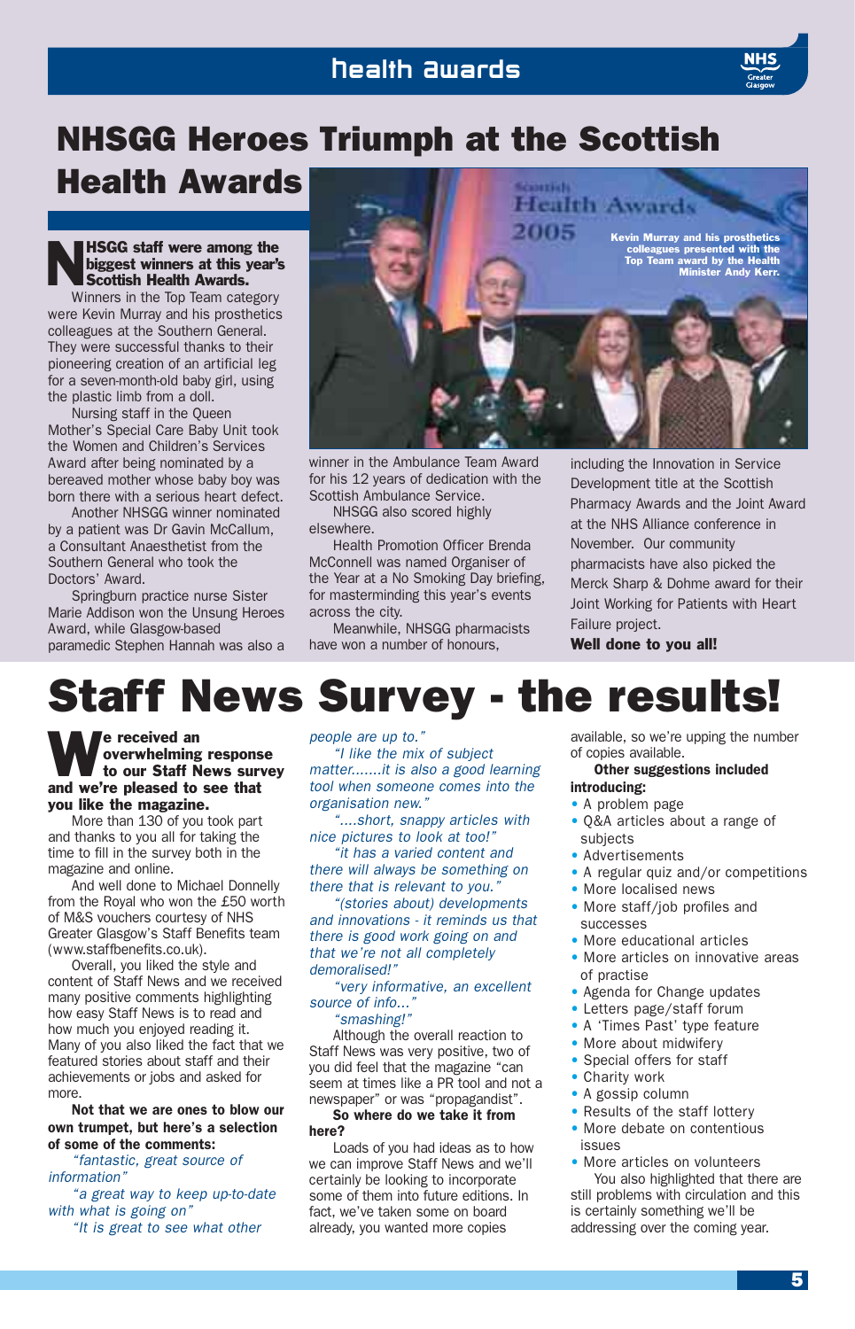# NHSGG Heroes Triumph at the Scottish Health Awards

**NHSGG staff were among the biggest winners at this year's Scottish Health Awards.**

Winners in the Top Team category were Kevin Murray and his prosthetics colleagues at the Southern General. They were successful thanks to their pioneering creation of an artificial leg for a seven-month-old baby girl, using the plastic limb from a doll.

Nursing staff in the Queen Mother's Special Care Baby Unit took the Women and Children's Services Award after being nominated by a bereaved mother whose baby boy was born there with a serious heart defect.

Another NHSGG winner nominated by a patient was Dr Gavin McCallum, a Consultant Anaesthetist from the Southern General who took the Doctors' Award.

Springburn practice nurse Sister Marie Addison won the Unsung Heroes Award, while Glasgow-based paramedic Stephen Hannah was also a winner in the Ambulance Team Award for his 12 years of dedication with the Scottish Ambulance Service.

Kevin Murray and his prosthetics colleagues presented with the Top Team award by the Health Minister Andy Kerr.

NHSGG also scored highly elsewhere.

Health Promotion Officer Brenda McConnell was named Organiser of the Year at a No Smoking Day briefing, for masterminding this year's events across the city.

Meanwhile, NHSGG pharmacists have won a number of honours, including the Innovation in Service Development title at the Scottish Pharmacy Awards and the Joint Award at the NHS Alliance conference in November. Our community pharmacists have also picked the Merck Sharp & Dohme award for their Joint Working for Patients with Heart Failure project.

**Well done to you all!**

# Staff News Survey - the results!

**We received an overwhelming response to our Staff News survey and we're pleased to see that you like the magazine.**

More than 130 of you took part and thanks to you all for taking the time to fill in the survey both in the magazine and online.

And well done to Michael Donnelly from the Royal who won the £50 worth of M&S vouchers courtesy of NHS Greater Glasgow's Staff Benefits team (www.staffbenefits.co.uk).

Overall, you liked the style and content of Staff News and we received many positive comments highlighting how easy Staff News is to read and how much you enjoyed reading it. Many of you also liked the fact that we featured stories about staff and their achievements or jobs and asked for more.

**Not that we are ones to blow our own trumpet, but here's a selection of some of the comments:**

*"fantastic, great source of information"*

*"a great way to keep up-to-date with what is going on"*

*"It is great to see what other people are up to."*

*"I like the mix of subject matter.......it is also a good learning tool when someone comes into the organisation new."*

*"....short, snappy articles with nice pictures to look at too!"*

*"it has a varied content and there will always be something on there that is relevant to you."*

*"(stories about) developments and innovations - it reminds us that there is good work going on and that we're not all completely demoralised!"*

*"very informative, an excellent source of info..."*

*"smashing!"*

Although the overall reaction to Staff News was very positive, two of you did feel that the magazine "can seem at times like a PR tool and not a newspaper" or was "propagandist".

**So where do we take it from here?**

Loads of you had ideas as to how we can improve Staff News and we'll certainly be looking to incorporate some of them into future editions. In fact, we've taken some on board already, you wanted more copies available, so we're upping the number of copies available.

**Other suggestions included introducing:**

- A problem page
- Q&A articles about a range of subjects
- Advertisements
- A regular quiz and/or competitions
- More localised news
- More staff/job profiles and successes
- More educational articles
- More articles on innovative areas of practise
- Agenda for Change updates
- Letters page/staff forum
- A 'Times Past' type feature
- More about midwifery
- Special offers for staff
- Charity work
- A gossip column
- Results of the staff lottery
- More debate on contentious issues
- More articles on volunteers

You also highlighted that there are still problems with circulation and this is certainly something we'll be addressing over the coming year.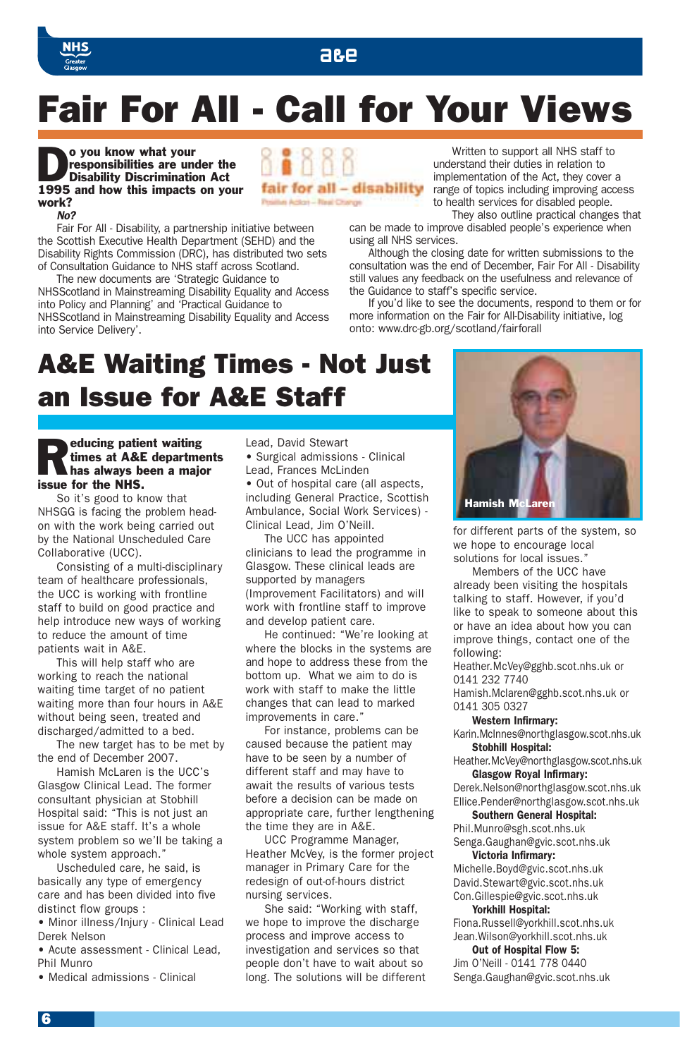# Fair For All - Call for Your Views

**Do you know what your responsibilities are under the Disability Discrimination Act 1995 and how this impacts on your work?**

***No?***

Fair For All - Disability, a partnership initiative between the Scottish Executive Health Department (SEHD) and the Disability Rights Commission (DRC), has distributed two sets of Consultation Guidance to NHS staff across Scotland.

The new documents are 'Strategic Guidance to NHSScotland in Mainstreaming Disability Equality and Access into Policy and Planning' and 'Practical Guidance to NHSScotland in Mainstreaming Disability Equality and Access into Service Delivery'.

fair for all – disability
Positive Action – Real Change

Written to support all NHS staff to understand their duties in relation to implementation of the Act, they cover a range of topics including improving access to health services for disabled people.

They also outline practical changes that can be made to improve disabled people's experience when using all NHS services.

Although the closing date for written submissions to the consultation was the end of December, Fair For All - Disability still values any feedback on the usefulness and relevance of the Guidance to staff's specific service.

If you'd like to see the documents, respond to them or for more information on the Fair for All-Disability initiative, log onto: www.drc-gb.org/scotland/fairforall

# A&E Waiting Times - Not Just an Issue for A&E Staff

**Reducing patient waiting times at A&E departments has always been a major issue for the NHS.**

So it's good to know that NHSGG is facing the problem head-on with the work being carried out by the National Unscheduled Care Collaborative (UCC).

Consisting of a multi-disciplinary team of healthcare professionals, the UCC is working with frontline staff to build on good practice and help introduce new ways of working to reduce the amount of time patients wait in A&E.

This will help staff who are working to reach the national waiting time target of no patient waiting more than four hours in A&E without being seen, treated and discharged/admitted to a bed.

The new target has to be met by the end of December 2007.

Hamish McLaren is the UCC's Glasgow Clinical Lead. The former consultant physician at Stobhill Hospital said: "This is not just an issue for A&E staff. It's a whole system problem so we'll be taking a whole system approach."

Uscheduled care, he said, is basically any type of emergency care and has been divided into five distinct flow groups :

- Minor illness/Injury - Clinical Lead Derek Nelson
- Acute assessment - Clinical Lead, Phil Munro
- Medical admissions - Clinical Lead, David Stewart
- Surgical admissions - Clinical Lead, Frances McLinden
- Out of hospital care (all aspects, including General Practice, Scottish Ambulance, Social Work Services) - Clinical Lead, Jim O'Neill.

The UCC has appointed clinicians to lead the programme in Glasgow. These clinical leads are supported by managers (Improvement Facilitators) and will work with frontline staff to improve and develop patient care.

He continued: "We're looking at where the blocks in the systems are and hope to address these from the bottom up. What we aim to do is work with staff to make the little changes that can lead to marked improvements in care."

For instance, problems can be caused because the patient may have to be seen by a number of different staff and may have to await the results of various tests before a decision can be made on appropriate care, further lengthening the time they are in A&E.

UCC Programme Manager, Heather McVey, is the former project manager in Primary Care for the redesign of out-of-hours district nursing services.

She said: "Working with staff, we hope to improve the discharge process and improve access to investigation and services so that people don't have to wait about so long. The solutions will be different for different parts of the system, so we hope to encourage local solutions for local issues."

Hamish McLaren

Members of the UCC have already been visiting the hospitals talking to staff. However, if you'd like to speak to someone about this or have an idea about how you can improve things, contact one of the following:

Heather.McVey@gghb.scot.nhs.uk or 0141 232 7740
Hamish.Mclaren@gghb.scot.nhs.uk or 0141 305 0327

**Western Infirmary:**
Karin.McInnes@northglasgow.scot.nhs.uk

**Stobhill Hospital:**
Heather.McVey@northglasgow.scot.nhs.uk

**Glasgow Royal Infirmary:**
Derek.Nelson@northglasgow.scot.nhs.uk
Ellice.Pender@northglasgow.scot.nhs.uk

**Southern General Hospital:**
Phil.Munro@sgh.scot.nhs.uk
Senga.Gaughan@gvic.scot.nhs.uk

**Victoria Infirmary:**
Michelle.Boyd@gvic.scot.nhs.uk
David.Stewart@gvic.scot.nhs.uk
Con.Gillespie@gvic.scot.nhs.uk

**Yorkhill Hospital:**
Fiona.Russell@yorkhill.scot.nhs.uk
Jean.Wilson@yorkhill.scot.nhs.uk

**Out of Hospital Flow 5:**
Jim O'Neill - 0141 778 0440
Senga.Gaughan@gvic.scot.nhs.uk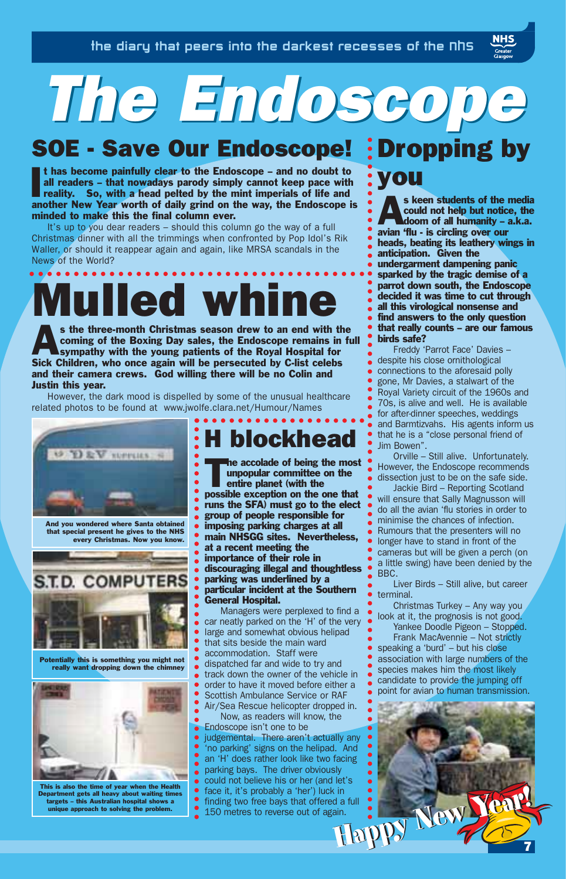the diary that peers into the darkest recesses of the nhs

# The Endoscope

## SOE - Save Our Endoscope!

**It has become painfully clear to the Endoscope – and no doubt to all readers – that nowadays parody simply cannot keep pace with reality. So, with a head pelted by the mint imperials of life and another New Year worth of daily grind on the way, the Endoscope is minded to make this the final column ever.**

It's up to you dear readers – should this column go the way of a full Christmas dinner with all the trimmings when confronted by Pop Idol's Rik Waller, or should it reappear again and again, like MRSA scandals in the News of the World?

## Mulled whine

**As the three-month Christmas season drew to an end with the coming of the Boxing Day sales, the Endoscope remains in full sympathy with the young patients of the Royal Hospital for Sick Children, who once again will be persecuted by C-list celebs and their camera crews. God willing there will be no Colin and Justin this year.**

However, the dark mood is dispelled by some of the unusual healthcare related photos to be found at www.jwolfe.clara.net/Humour/Names

And you wondered where Santa obtained that special present he gives to the NHS every Christmas. Now you know.

Potentially this is something you might not really want dropping down the chimney

This is also the time of year when the Health Department gets all heavy about waiting times targets – this Australian hospital shows a unique approach to solving the problem.

## H blockhead

**The accolade of being the most unpopular committee on the entire planet (with the possible exception on the one that runs the SFA) must go to the elect group of people responsible for imposing parking charges at all main NHSGG sites. Nevertheless, at a recent meeting the importance of their role in discouraging illegal and thoughtless parking was underlined by a particular incident at the Southern General Hospital.**

Managers were perplexed to find a car neatly parked on the 'H' of the very large and somewhat obvious helipad that sits beside the main ward accommodation. Staff were dispatched far and wide to try and track down the owner of the vehicle in order to have it moved before either a Scottish Ambulance Service or RAF Air/Sea Rescue helicopter dropped in.

Now, as readers will know, the Endoscope isn't one to be judgemental. There aren't actually any 'no parking' signs on the helipad. And an 'H' does rather look like two facing parking bays. The driver obviously could not believe his or her (and let's face it, it's probably a 'her') luck in finding two free bays that offered a full 150 metres to reverse out of again.

## Dropping by you

**As keen students of the media could not help but notice, the doom of all humanity – a.k.a. avian 'flu - is circling over our heads, beating its leathery wings in anticipation. Given the undergarment dampening panic sparked by the tragic demise of a parrot down south, the Endoscope decided it was time to cut through all this virological nonsense and find answers to the only question that really counts – are our famous birds safe?**

Freddy 'Parrot Face' Davies – despite his close ornithological connections to the aforesaid polly gone, Mr Davies, a stalwart of the Royal Variety circuit of the 1960s and 70s, is alive and well. He is available for after-dinner speeches, weddings and Barmtizvahs. His agents inform us that he is a "close personal friend of Jim Bowen".

Orville – Still alive. Unfortunately. However, the Endoscope recommends dissection just to be on the safe side.

Jackie Bird – Reporting Scotland will ensure that Sally Magnusson will do all the avian 'flu stories in order to minimise the chances of infection. Rumours that the presenters will no longer have to stand in front of the cameras but will be given a perch (on a little swing) have been denied by the BBC.

Liver Birds – Still alive, but career terminal.

Christmas Turkey – Any way you look at it, the prognosis is not good.

Yankee Doodle Pigeon – Stopped.

Frank MacAvennie – Not strictly speaking a 'burd' – but his close association with large numbers of the species makes him the most likely candidate to provide the jumping off point for avian to human transmission.

Happy New Year!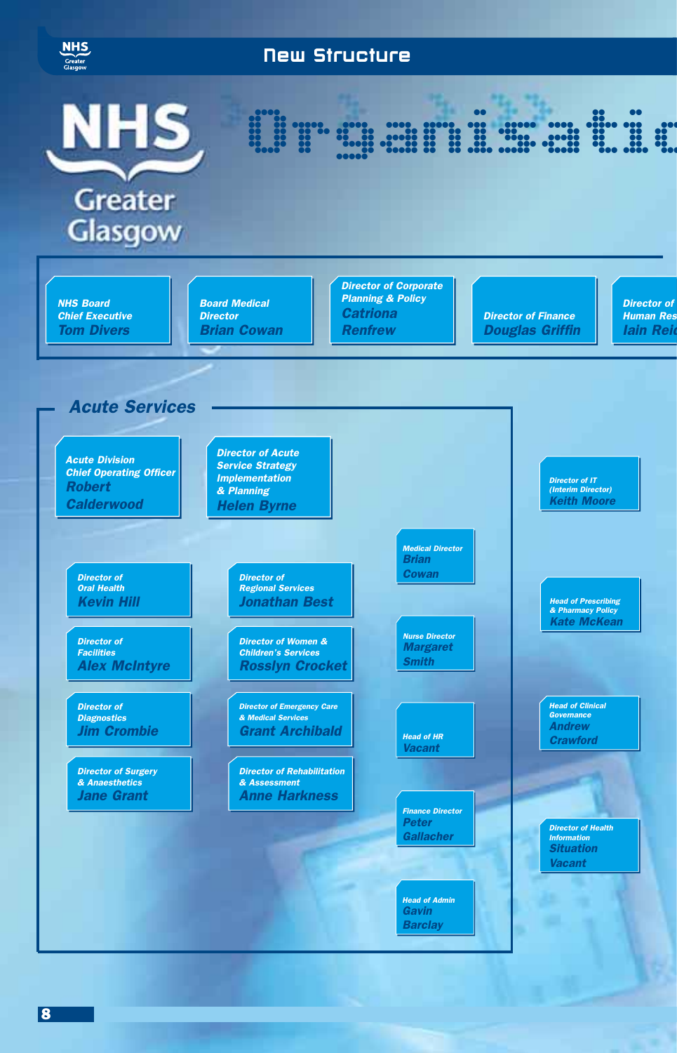# New Structure

# NHS Greater Glasgow Organisation

**NHS Board Chief Executive**
Tom Divers

**Board Medical Director**
Brian Cowan

**Director of Corporate Planning & Policy**
Catriona Renfrew

**Director of Finance**
Douglas Griffin

**Director of Human Res**
Iain Reid

## Acute Services

**Acute Division Chief Operating Officer**
Robert Calderwood

**Director of Acute Service Strategy Implementation & Planning**
Helen Byrne

**Director of Oral Health**
Kevin Hill

**Director of Regional Services**
Jonathan Best

**Director of Facilities**
Alex McIntyre

**Director of Women & Children's Services**
Rosslyn Crocket

**Director of Diagnostics**
Jim Crombie

**Director of Emergency Care & Medical Services**
Grant Archibald

**Director of Surgery & Anaesthetics**
Jane Grant

**Director of Rehabilitation & Assessment**
Anne Harkness

**Medical Director**
Brian Cowan

**Nurse Director**
Margaret Smith

**Head of HR**
Vacant

**Finance Director**
Peter Gallacher

**Head of Admin**
Gavin Barclay

**Director of IT (Interim Director)**
Keith Moore

**Head of Prescribing & Pharmacy Policy**
Kate McKean

**Head of Clinical Governance**
Andrew Crawford

**Director of Health Information**
Situation Vacant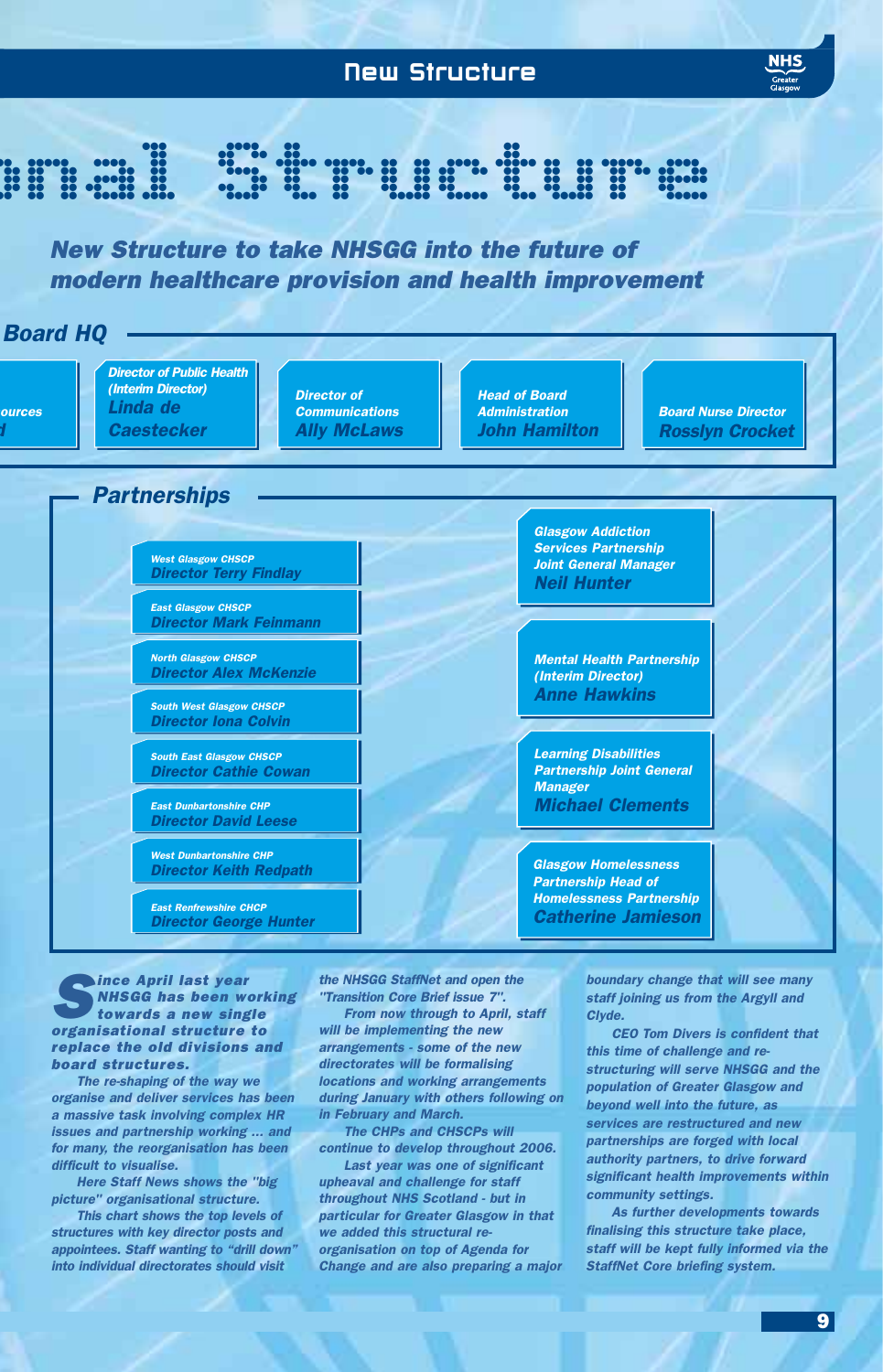# onal Structure

## New Structure to take NHSGG into the future of modern healthcare provision and health improvement

### Board HQ

- ources d
- Director of Public Health (Interim Director) **Linda de Caestecker**
- Director of Communications **Ally McLaws**
- Head of Board Administration **John Hamilton**
- Board Nurse Director **Rosslyn Crocket**

### Partnerships

- West Glasgow CHCSP – Director Terry Findlay
- East Glasgow CHCSP – Director Mark Feinmann
- North Glasgow CHCSP – Director Alex McKenzie
- South West Glasgow CHCSP – Director Iona Colvin
- South East Glasgow CHCSP – Director Cathie Cowan
- East Dunbartonshire CHP – Director David Leese
- West Dunbartonshire CHP – Director Keith Redpath
- East Renfrewshire CHCP – Director George Hunter

- Glasgow Addiction Services Partnership Joint General Manager **Neil Hunter**
- Mental Health Partnership (Interim Director) **Anne Hawkins**
- Learning Disabilities Partnership Joint General Manager **Michael Clements**
- Glasgow Homelessness Partnership Head of Homelessness Partnership **Catherine Jamieson**

**Since April last year NHSGG has been working towards a new single organisational structure to replace the old divisions and board structures.**

The re-shaping of the way we organise and deliver services has been a massive task involving complex HR issues and partnership working ... and for many, the reorganisation has been difficult to visualise.

Here Staff News shows the "big picture" organisational structure.

This chart shows the top levels of structures with key director posts and appointees. Staff wanting to "drill down" into individual directorates should visit the NHSGG StaffNet and open the "Transition Core Brief issue 7".

From now through to April, staff will be implementing the new arrangements - some of the new directorates will be formalising locations and working arrangements during January with others following on in February and March.

The CHPs and CHCSPs will continue to develop throughout 2006.

Last year was one of significant upheaval and challenge for staff throughout NHS Scotland - but in particular for Greater Glasgow in that we added this structural re-organisation on top of Agenda for Change and are also preparing a major boundary change that will see many staff joining us from the Argyll and Clyde.

CEO Tom Divers is confident that this time of challenge and re-structuring will serve NHSGG and the population of Greater Glasgow and beyond well into the future, as services are restructured and new partnerships are forged with local authority partners, to drive forward significant health improvements within community settings.

As further developments towards finalising this structure take place, staff will be kept fully informed via the StaffNet Core briefing system.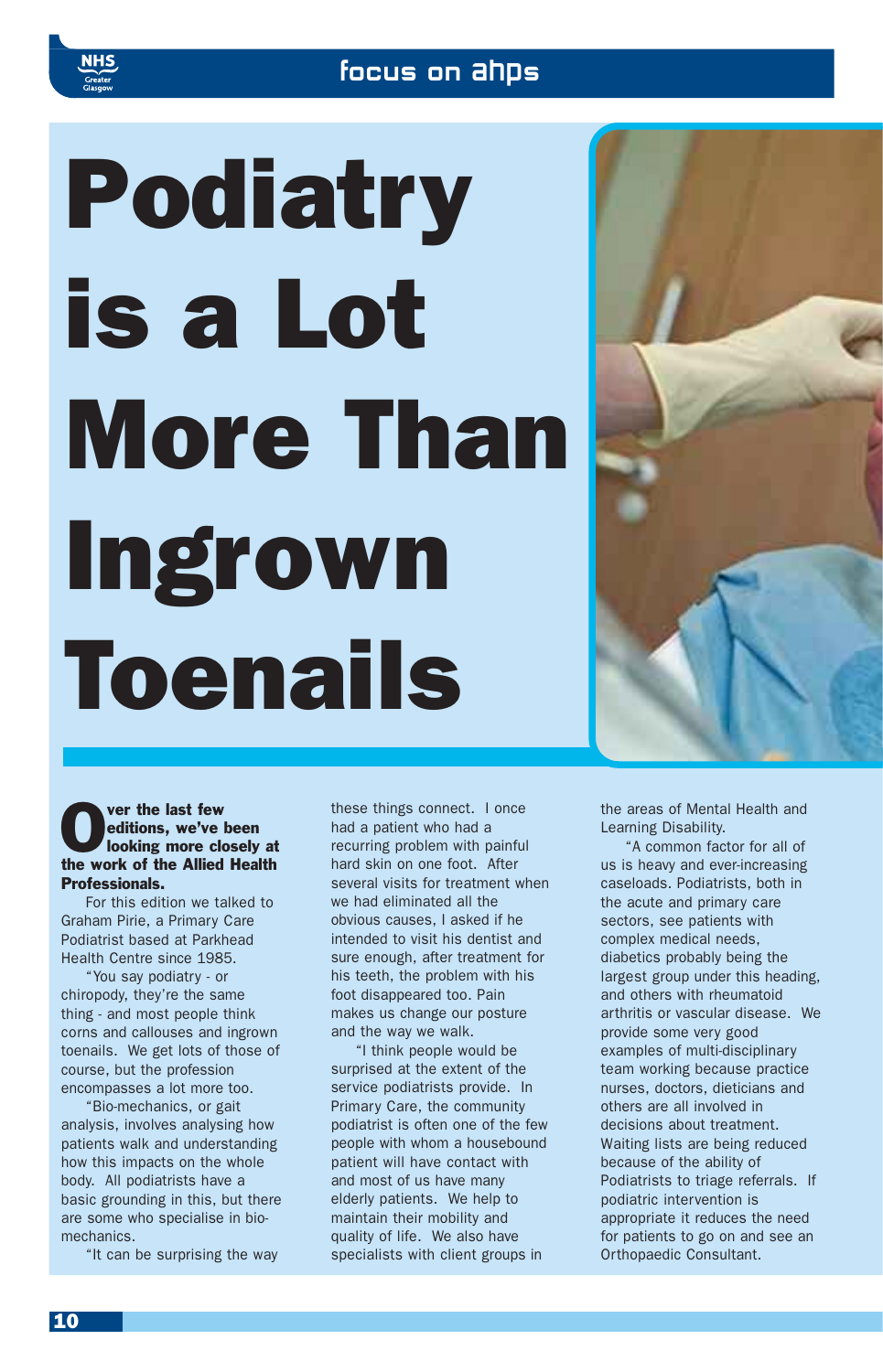# Podiatry is a Lot More Than Ingrown Toenails

**Over the last few editions, we've been looking more closely at the work of the Allied Health Professionals.**

For this edition we talked to Graham Pirie, a Primary Care Podiatrist based at Parkhead Health Centre since 1985.

"You say podiatry - or chiropody, they're the same thing - and most people think corns and callouses and ingrown toenails. We get lots of those of course, but the profession encompasses a lot more too.

"Bio-mechanics, or gait analysis, involves analysing how patients walk and understanding how this impacts on the whole body. All podiatrists have a basic grounding in this, but there are some who specialise in bio-mechanics.

"It can be surprising the way these things connect. I once had a patient who had a recurring problem with painful hard skin on one foot. After several visits for treatment when we had eliminated all the obvious causes, I asked if he intended to visit his dentist and sure enough, after treatment for his teeth, the problem with his foot disappeared too. Pain makes us change our posture and the way we walk.

"I think people would be surprised at the extent of the service podiatrists provide. In Primary Care, the community podiatrist is often one of the few people with whom a housebound patient will have contact with and most of us have many elderly patients. We help to maintain their mobility and quality of life. We also have specialists with client groups in the areas of Mental Health and Learning Disability.

"A common factor for all of us is heavy and ever-increasing caseloads. Podiatrists, both in the acute and primary care sectors, see patients with complex medical needs, diabetics probably being the largest group under this heading, and others with rheumatoid arthritis or vascular disease. We provide some very good examples of multi-disciplinary team working because practice nurses, doctors, dieticians and others are all involved in decisions about treatment. Waiting lists are being reduced because of the ability of Podiatrists to triage referrals. If podiatric intervention is appropriate it reduces the need for patients to go on and see an Orthopaedic Consultant.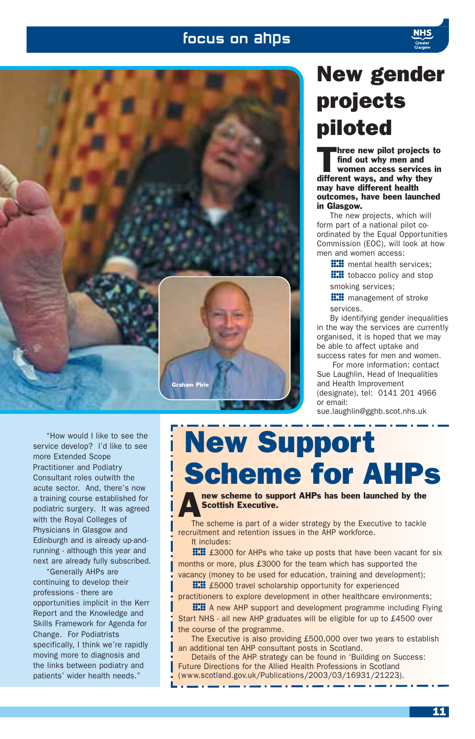# New gender projects piloted

**Three new pilot projects to find out why men and women access services in different ways, and why they may have different health outcomes, have been launched in Glasgow.**

The new projects, which will form part of a national pilot co-ordinated by the Equal Opportunities Commission (EOC), will look at how men and women access:

- mental health services;
- tobacco policy and stop smoking services;
- management of stroke services.

By identifying gender inequalities in the way the services are currently organised, it is hoped that we may be able to affect uptake and success rates for men and women.

For more information: contact Sue Laughlin, Head of Inequalities and Health Improvement (designate), tel: 0141 201 4966 or email: sue.laughlin@gghb.scot.nhs.uk

Graham Pirie

"How would I like to see the service develop? I'd like to see more Extended Scope Practitioner and Podiatry Consultant roles outwith the acute sector. And, there's now a training course established for podiatric surgery. It was agreed with the Royal Colleges of Physicians in Glasgow and Edinburgh and is already up-and-running - although this year and next are already fully subscribed.

"Generally AHPs are continuing to develop their professions - there are opportunities implicit in the Kerr Report and the Knowledge and Skills Framework for Agenda for Change. For Podiatrists specifically, I think we're rapidly moving more to diagnosis and the links between podiatry and patients' wider health needs."

# New Support Scheme for AHPs

**A new scheme to support AHPs has been launched by the Scottish Executive.**

The scheme is part of a wider strategy by the Executive to tackle recruitment and retention issues in the AHP workforce.

It includes:

- £3000 for AHPs who take up posts that have been vacant for six months or more, plus £3000 for the team which has supported the vacancy (money to be used for education, training and development);
- £5000 travel scholarship opportunity for experienced practitioners to explore development in other healthcare environments;
- A new AHP support and development programme including Flying Start NHS - all new AHP graduates will be eligible for up to £4500 over the course of the programme.

The Executive is also providing £500,000 over two years to establish an additional ten AHP consultant posts in Scotland.

Details of the AHP strategy can be found in 'Building on Success: Future Directions for the Allied Health Professions in Scotland (www.scotland.gov.uk/Publications/2003/03/16931/21223).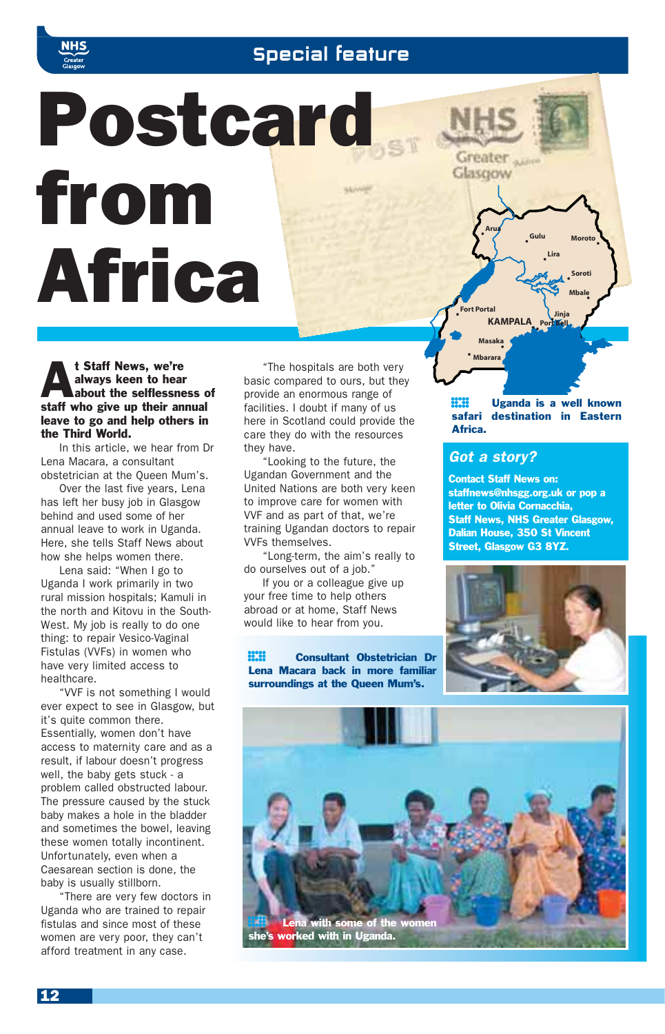# Postcard from Africa

**At Staff News, we're always keen to hear about the selflessness of staff who give up their annual leave to go and help others in the Third World.**

In this article, we hear from Dr Lena Macara, a consultant obstetrician at the Queen Mum's.

Over the last five years, Lena has left her busy job in Glasgow behind and used some of her annual leave to work in Uganda. Here, she tells Staff News about how she helps women there.

Lena said: "When I go to Uganda I work primarily in two rural mission hospitals; Kamuli in the north and Kitovu in the South-West. My job is really to do one thing: to repair Vesico-Vaginal Fistulas (VVFs) in women who have very limited access to healthcare.

"VVF is not something I would ever expect to see in Glasgow, but it's quite common there. Essentially, women don't have access to maternity care and as a result, if labour doesn't progress well, the baby gets stuck - a problem called obstructed labour. The pressure caused by the stuck baby makes a hole in the bladder and sometimes the bowel, leaving these women totally incontinent. Unfortunately, even when a Caesarean section is done, the baby is usually stillborn.

"There are very few doctors in Uganda who are trained to repair fistulas and since most of these women are very poor, they can't afford treatment in any case.

"The hospitals are both very basic compared to ours, but they provide an enormous range of facilities. I doubt if many of us here in Scotland could provide the care they do with the resources they have.

"Looking to the future, the Ugandan Government and the United Nations are both very keen to improve care for women with VVF and as part of that, we're training Ugandan doctors to repair VVFs themselves.

"Long-term, the aim's really to do ourselves out of a job."

If you or a colleague give up your free time to help others abroad or at home, Staff News would like to hear from you.

**Consultant Obstetrician Dr Lena Macara back in more familiar surroundings at the Queen Mum's.**

**Uganda is a well known safari destination in Eastern Africa.**

### *Got a story?*

**Contact Staff News on: staffnews@nhsgg.org.uk or pop a letter to Olivia Cornacchia, Staff News, NHS Greater Glasgow, Dalian House, 350 St Vincent Street, Glasgow G3 8YZ.**

**Lena with some of the women she's worked with in Uganda.**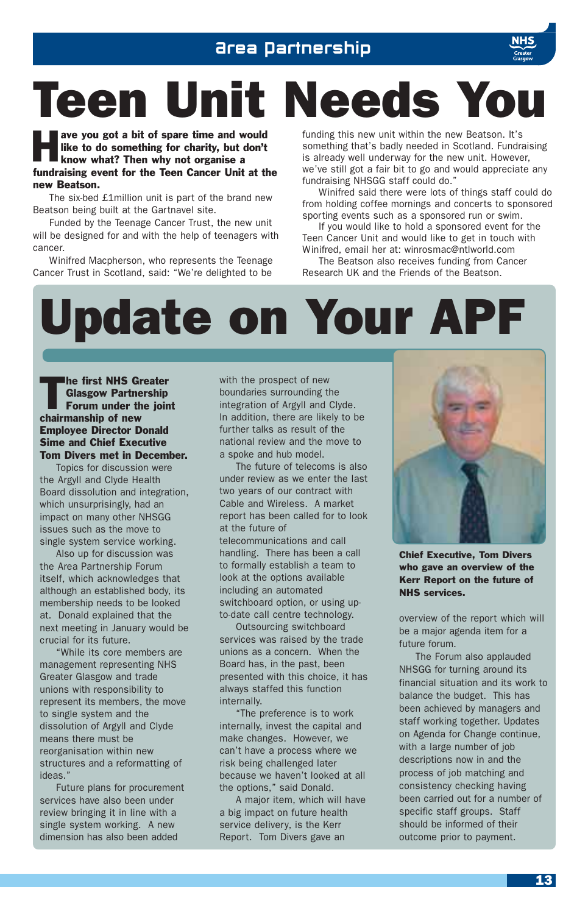# Teen Unit Needs You

**Have you got a bit of spare time and would like to do something for charity, but don't know what? Then why not organise a fundraising event for the Teen Cancer Unit at the new Beatson.**

The six-bed £1million unit is part of the brand new Beatson being built at the Gartnavel site.

Funded by the Teenage Cancer Trust, the new unit will be designed for and with the help of teenagers with cancer.

Winifred Macpherson, who represents the Teenage Cancer Trust in Scotland, said: "We're delighted to be funding this new unit within the new Beatson. It's something that's badly needed in Scotland. Fundraising is already well underway for the new unit. However, we've still got a fair bit to go and would appreciate any fundraising NHSGG staff could do."

Winifred said there were lots of things staff could do from holding coffee mornings and concerts to sponsored sporting events such as a sponsored run or swim.

If you would like to hold a sponsored event for the Teen Cancer Unit and would like to get in touch with Winifred, email her at: winrosmac@ntlworld.com

The Beatson also receives funding from Cancer Research UK and the Friends of the Beatson.

# Update on Your APF

**The first NHS Greater Glasgow Partnership Forum under the joint chairmanship of new Employee Director Donald Sime and Chief Executive Tom Divers met in December.**

Topics for discussion were the Argyll and Clyde Health Board dissolution and integration, which unsurprisingly, had an impact on many other NHSGG issues such as the move to single system service working.

Also up for discussion was the Area Partnership Forum itself, which acknowledges that although an established body, its membership needs to be looked at. Donald explained that the next meeting in January would be crucial for its future.

"While its core members are management representing NHS Greater Glasgow and trade unions with responsibility to represent its members, the move to single system and the dissolution of Argyll and Clyde means there must be reorganisation within new structures and a reformatting of ideas."

Future plans for procurement services have also been under review bringing it in line with a single system working. A new dimension has also been added with the prospect of new boundaries surrounding the integration of Argyll and Clyde. In addition, there are likely to be further talks as result of the national review and the move to a spoke and hub model.

The future of telecoms is also under review as we enter the last two years of our contract with Cable and Wireless. A market report has been called for to look at the future of telecommunications and call handling. There has been a call to formally establish a team to look at the options available including an automated switchboard option, or using up-to-date call centre technology.

Outsourcing switchboard services was raised by the trade unions as a concern. When the Board has, in the past, been presented with this choice, it has always staffed this function internally.

"The preference is to work internally, invest the capital and make changes. However, we can't have a process where we risk being challenged later because we haven't looked at all the options," said Donald.

A major item, which will have a big impact on future health service delivery, is the Kerr Report. Tom Divers gave an overview of the report which will be a major agenda item for a future forum.

**Chief Executive, Tom Divers who gave an overview of the Kerr Report on the future of NHS services.**

The Forum also applauded NHSGG for turning around its financial situation and its work to balance the budget. This has been achieved by managers and staff working together. Updates on Agenda for Change continue, with a large number of job descriptions now in and the process of job matching and consistency checking having been carried out for a number of specific staff groups. Staff should be informed of their outcome prior to payment.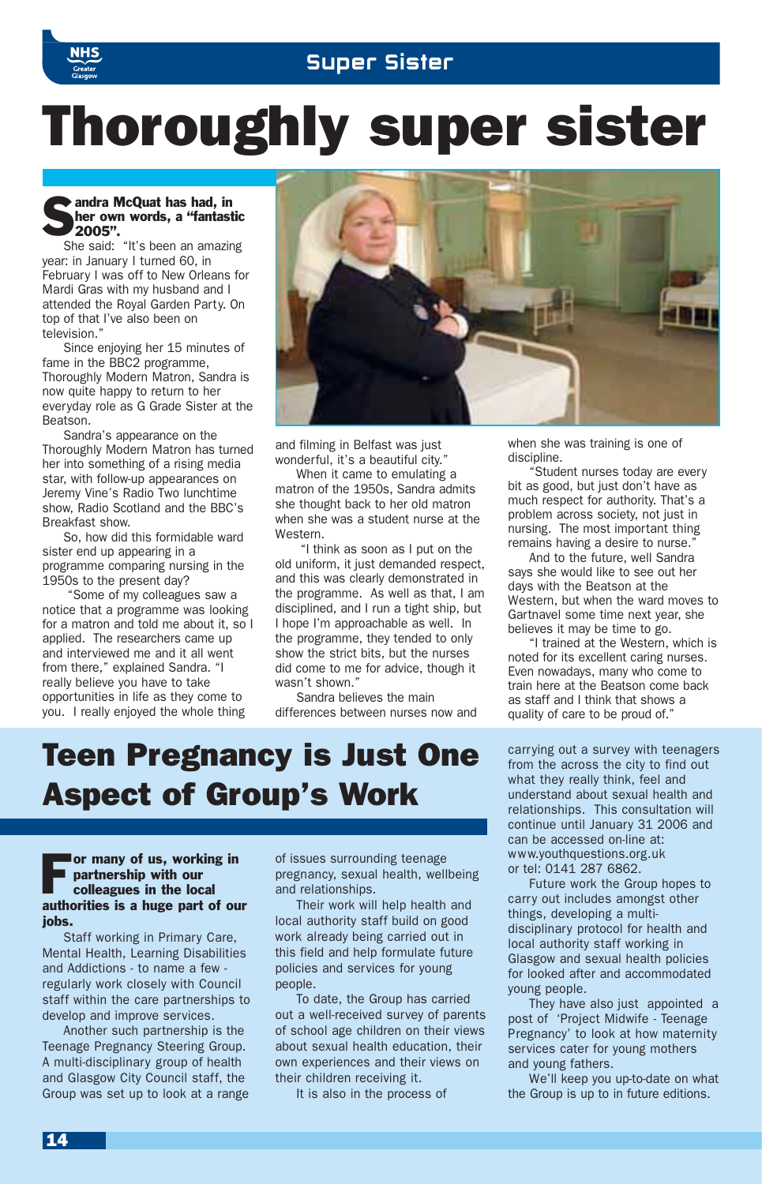# Thoroughly super sister

**Sandra McQuat has had, in her own words, a "fantastic 2005".**

She said: "It's been an amazing year: in January I turned 60, in February I was off to New Orleans for Mardi Gras with my husband and I attended the Royal Garden Party. On top of that I've also been on television."

Since enjoying her 15 minutes of fame in the BBC2 programme, Thoroughly Modern Matron, Sandra is now quite happy to return to her everyday role as G Grade Sister at the Beatson.

Sandra's appearance on the Thoroughly Modern Matron has turned her into something of a rising media star, with follow-up appearances on Jeremy Vine's Radio Two lunchtime show, Radio Scotland and the BBC's Breakfast show.

So, how did this formidable ward sister end up appearing in a programme comparing nursing in the 1950s to the present day?

"Some of my colleagues saw a notice that a programme was looking for a matron and told me about it, so I applied. The researchers came up and interviewed me and it all went from there," explained Sandra. "I really believe you have to take opportunities in life as they come to you. I really enjoyed the whole thing and filming in Belfast was just wonderful, it's a beautiful city."

When it came to emulating a matron of the 1950s, Sandra admits she thought back to her old matron when she was a student nurse at the Western.

"I think as soon as I put on the old uniform, it just demanded respect, and this was clearly demonstrated in the programme. As well as that, I am disciplined, and I run a tight ship, but I hope I'm approachable as well. In the programme, they tended to only show the strict bits, but the nurses did come to me for advice, though it wasn't shown."

Sandra believes the main differences between nurses now and when she was training is one of discipline.

"Student nurses today are every bit as good, but just don't have as much respect for authority. That's a problem across society, not just in nursing. The most important thing remains having a desire to nurse."

And to the future, well Sandra says she would like to see out her days with the Beatson at the Western, but when the ward moves to Gartnavel some time next year, she believes it may be time to go.

"I trained at the Western, which is noted for its excellent caring nurses. Even nowadays, many who come to train here at the Beatson come back as staff and I think that shows a quality of care to be proud of."

# Teen Pregnancy is Just One Aspect of Group's Work

**For many of us, working in partnership with our colleagues in the local authorities is a huge part of our jobs.**

Staff working in Primary Care, Mental Health, Learning Disabilities and Addictions - to name a few - regularly work closely with Council staff within the care partnerships to develop and improve services.

Another such partnership is the Teenage Pregnancy Steering Group. A multi-disciplinary group of health and Glasgow City Council staff, the Group was set up to look at a range of issues surrounding teenage pregnancy, sexual health, wellbeing and relationships.

Their work will help health and local authority staff build on good work already being carried out in this field and help formulate future policies and services for young people.

To date, the Group has carried out a well-received survey of parents of school age children on their views about sexual health education, their own experiences and their views on their children receiving it.

It is also in the process of carrying out a survey with teenagers from the across the city to find out what they really think, feel and understand about sexual health and relationships. This consultation will continue until January 31 2006 and can be accessed on-line at: www.youthquestions.org.uk or tel: 0141 287 6862.

Future work the Group hopes to carry out includes amongst other things, developing a multi-disciplinary protocol for health and local authority staff working in Glasgow and sexual health policies for looked after and accommodated young people.

They have also just appointed a post of 'Project Midwife - Teenage Pregnancy' to look at how maternity services cater for young mothers and young fathers.

We'll keep you up-to-date on what the Group is up to in future editions.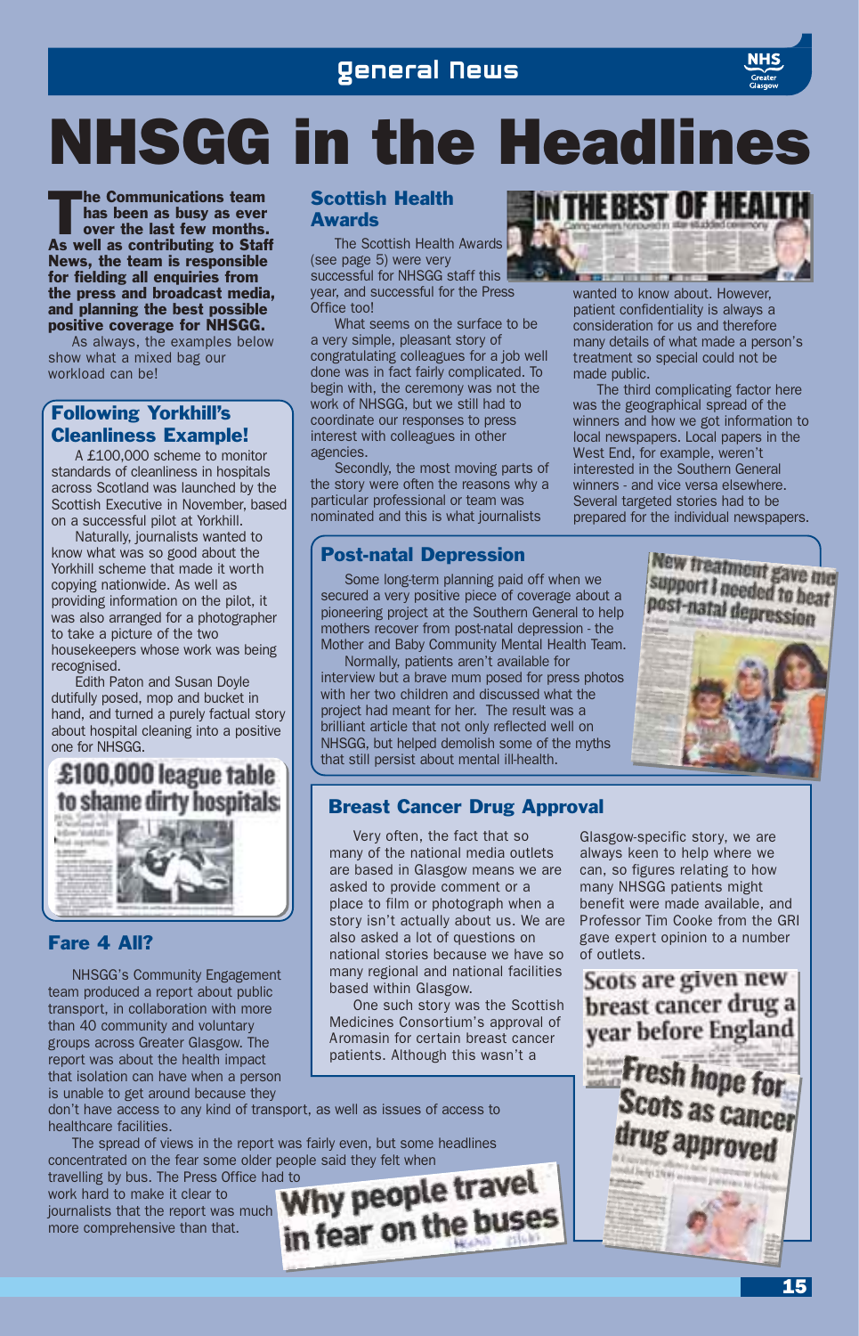# NHSGG in the Headlines

**The Communications team has been as busy as ever over the last few months. As well as contributing to Staff News, the team is responsible for fielding all enquiries from the press and broadcast media, and planning the best possible positive coverage for NHSGG.**

As always, the examples below show what a mixed bag our workload can be!

## Following Yorkhill's Cleanliness Example!

A £100,000 scheme to monitor standards of cleanliness in hospitals across Scotland was launched by the Scottish Executive in November, based on a successful pilot at Yorkhill.

Naturally, journalists wanted to know what was so good about the Yorkhill scheme that made it worth copying nationwide. As well as providing information on the pilot, it was also arranged for a photographer to take a picture of the two housekeepers whose work was being recognised.

Edith Paton and Susan Doyle dutifully posed, mop and bucket in hand, and turned a purely factual story about hospital cleaning into a positive one for NHSGG.

£100,000 league table to shame dirty hospitals

## Fare 4 All?

NHSGG's Community Engagement team produced a report about public transport, in collaboration with more than 40 community and voluntary groups across Greater Glasgow. The report was about the health impact that isolation can have when a person is unable to get around because they don't have access to any kind of transport, as well as issues of access to healthcare facilities.

The spread of views in the report was fairly even, but some headlines concentrated on the fear some older people said they felt when travelling by bus. The Press Office had to work hard to make it clear to journalists that the report was much more comprehensive than that.

Why people travel in fear on the buses

## Scottish Health Awards

The Scottish Health Awards (see page 5) were very successful for NHSGG staff this year, and successful for the Press Office too!

What seems on the surface to be a very simple, pleasant story of congratulating colleagues for a job well done was in fact fairly complicated. To begin with, the ceremony was not the work of NHSGG, but we still had to coordinate our responses to press interest with colleagues in other agencies.

Secondly, the most moving parts of the story were often the reasons why a particular professional or team was nominated and this is what journalists wanted to know about. However, patient confidentiality is always a consideration for us and therefore many details of what made a person's treatment so special could not be made public.

The third complicating factor here was the geographical spread of the winners and how we got information to local newspapers. Local papers in the West End, for example, weren't interested in the Southern General winners - and vice versa elsewhere. Several targeted stories had to be prepared for the individual newspapers.

IN THE BEST OF HEALTH

## Post-natal Depression

Some long-term planning paid off when we secured a very positive piece of coverage about a pioneering project at the Southern General to help mothers recover from post-natal depression - the Mother and Baby Community Mental Health Team.

Normally, patients aren't available for interview but a brave mum posed for press photos with her two children and discussed what the project had meant for her. The result was a brilliant article that not only reflected well on NHSGG, but helped demolish some of the myths that still persist about mental ill-health.

New treatment gave me support I needed to beat post-natal depression

## Breast Cancer Drug Approval

Very often, the fact that so many of the national media outlets are based in Glasgow means we are asked to provide comment or a place to film or photograph when a story isn't actually about us. We are also asked a lot of questions on national stories because we have so many regional and national facilities based within Glasgow.

One such story was the Scottish Medicines Consortium's approval of Aromasin for certain breast cancer patients. Although this wasn't a Glasgow-specific story, we are always keen to help where we can, so figures relating to how many NHSGG patients might benefit were made available, and Professor Tim Cooke from the GRI gave expert opinion to a number of outlets.

Scots are given new breast cancer drug a year before England

Fresh hope for Scots as cancer drug approved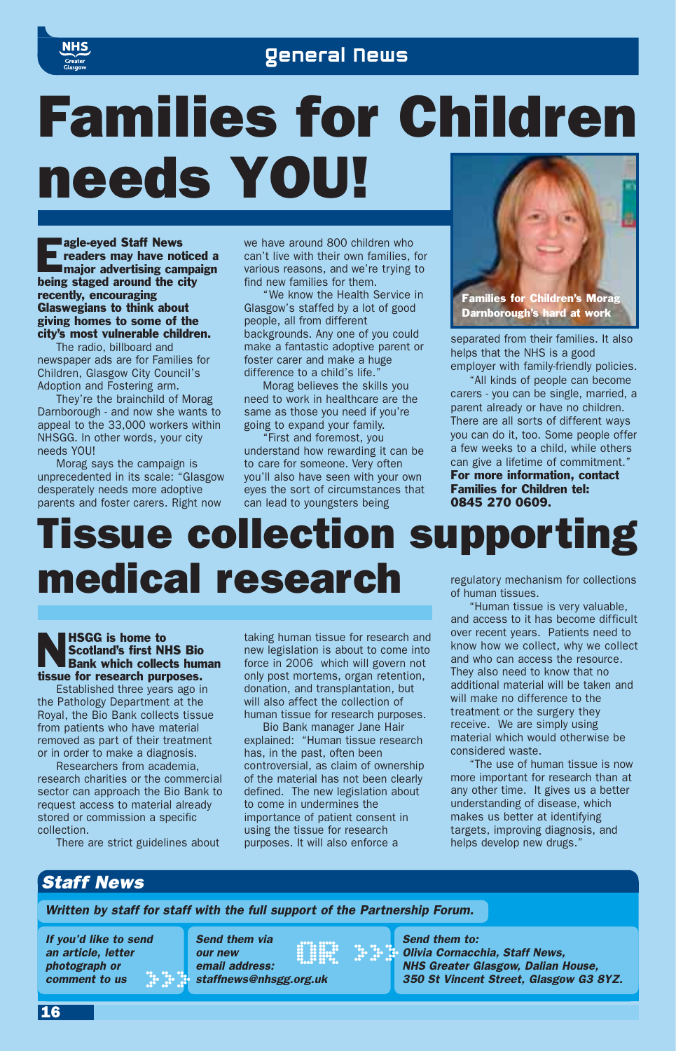# Families for Children needs YOU!

**Eagle-eyed Staff News readers may have noticed a major advertising campaign being staged around the city recently, encouraging Glaswegians to think about giving homes to some of the city's most vulnerable children.**

The radio, billboard and newspaper ads are for Families for Children, Glasgow City Council's Adoption and Fostering arm.

They're the brainchild of Morag Darnborough - and now she wants to appeal to the 33,000 workers within NHSGG. In other words, your city needs YOU!

Morag says the campaign is unprecedented in its scale: "Glasgow desperately needs more adoptive parents and foster carers. Right now we have around 800 children who can't live with their own families, for various reasons, and we're trying to find new families for them.

"We know the Health Service in Glasgow's staffed by a lot of good people, all from different backgrounds. Any one of you could make a fantastic adoptive parent or foster carer and make a huge difference to a child's life."

Morag believes the skills you need to work in healthcare are the same as those you need if you're going to expand your family.

"First and foremost, you understand how rewarding it can be to care for someone. Very often you'll also have seen with your own eyes the sort of circumstances that can lead to youngsters being separated from their families. It also helps that the NHS is a good employer with family-friendly policies.

"All kinds of people can become carers - you can be single, married, a parent already or have no children. There are all sorts of different ways you can do it, too. Some people offer a few weeks to a child, while others can give a lifetime of commitment."

**For more information, contact Families for Children tel: 0845 270 0609.**

Families for Children's Morag Darnborough's hard at work

# Tissue collection supporting medical research

**NHSGG is home to Scotland's first NHS Bio Bank which collects human tissue for research purposes.**

Established three years ago in the Pathology Department at the Royal, the Bio Bank collects tissue from patients who have material removed as part of their treatment or in order to make a diagnosis.

Researchers from academia, research charities or the commercial sector can approach the Bio Bank to request access to material already stored or commission a specific collection.

There are strict guidelines about taking human tissue for research and new legislation is about to come into force in 2006 which will govern not only post mortems, organ retention, donation, and transplantation, but will also affect the collection of human tissue for research purposes.

Bio Bank manager Jane Hair explained: "Human tissue research has, in the past, often been controversial, as claim of ownership of the material has not been clearly defined. The new legislation about to come in undermines the importance of patient consent in using the tissue for research purposes. It will also enforce a regulatory mechanism for collections of human tissues.

"Human tissue is very valuable, and access to it has become difficult over recent years. Patients need to know how we collect, why we collect and who can access the resource. They also need to know that no additional material will be taken and will make no difference to the treatment or the surgery they receive. We are simply using material which would otherwise be considered waste.

"The use of human tissue is now more important for research than at any other time. It gives us a better understanding of disease, which makes us better at identifying targets, improving diagnosis, and helps develop new drugs."

## Staff News

***Written by staff for staff with the full support of the Partnership Forum.***

***If you'd like to send an article, letter photograph or comment to us >>>***

***Send them via our new email address: staffnews@nhsgg.org.uk***

**OR >>>**

***Send them to: Olivia Cornacchia, Staff News, NHS Greater Glasgow, Dalian House, 350 St Vincent Street, Glasgow G3 8YZ.***